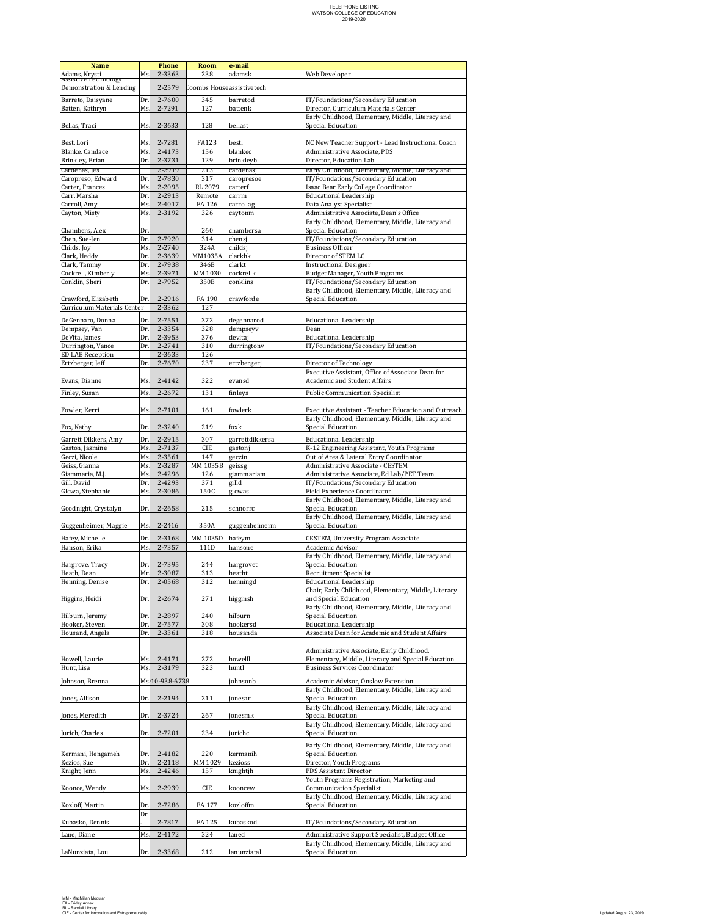TELEPHONE LISTING
WATSON COLLEGE OF EDUCATION
2019-2020

| Name | | Phone | Room | e-mail | |
|---|---|---|---|---|---|
| Adams, Krysti | Ms. | 2-3363 | 238 | adamsk | Web Developer |
| Assistive Technology Demonstration & Lending | | 2-2579 | Coombs House | assistivetech | |
| Barreto, Daisyane | Dr. | 2-7600 | 345 | barretod | IT/Foundations/Secondary Education |
| Batten, Kathryn | Ms. | 2-7291 | 127 | battenk | Director, Curriculum Materials Center |
| Bellas, Traci | Ms. | 2-3633 | 128 | bellast | Early Childhood, Elementary, Middle, Literacy and Special Education |
| Best, Lori | Ms. | 2-7281 | FA123 | bestl | NC New Teacher Support - Lead Instructional Coach |
| Blanke, Candace | Ms. | 2-4173 | 156 | blankec | Administrative Associate, PDS |
| Brinkley, Brian | Dr. | 2-3731 | 129 | brinkleyb | Director, Education Lab |
| Cardenas, Jes | | 2-2919 | 213 | cardenasj | Early Childhood, Elementary, Middle, Literacy and |
| Caropreso, Edward | Dr. | 2-7830 | 317 | caropresoe | IT/Foundations/Secondary Education |
| Carter, Frances | Ms | 2-2095 | RL 2079 | carterf | Isaac Bear Early College Coordinator |
| Carr, Marsha | Dr. | 2-2913 | Remote | carrm | Educational Leadership |
| Carroll, Amy | Ms | 2-4017 | FA 126 | carrollag | Data Analyst Specialist |
| Cayton, Misty | Ms | 2-3192 | 326 | caytonm | Administrative Associate, Dean's Office |
| Chambers, Alex | Dr. | | 260 | chambersa | Early Childhood, Elementary, Middle, Literacy and Special Education |
| Chen, Sue-Jen | Dr. | 2-7920 | 314 | chensj | IT/Foundations/Secondary Education |
| Childs, Joy | Ms | 2-2740 | 324A | childsj | Business Officer |
| Clark, Heddy | Dr. | 2-3639 | MM1035A | clarkhk | Director of STEM LC |
| Clark, Tammy | Dr. | 2-7938 | 346B | clarkt | Instructional Designer |
| Cockrell, Kimberly | Ms | 2-3971 | MM 1030 | cockrellk | Budget Manager, Youth Programs |
| Conklin, Sheri | Dr. | 2-7952 | 350B | conklins | IT/Foundations/Secondary Education |
| Crawford, Elizabeth | Dr. | 2-2916 | FA 190 | crawforde | Early Childhood, Elementary, Middle, Literacy and Special Education |
| Curriculum Materials Center | | 2-3362 | 127 | | |
| DeGennaro, Donna | Dr. | 2-7551 | 372 | degennarod | Educational Leadership |
| Dempsey, Van | Dr. | 2-3354 | 328 | dempseyv | Dean |
| DeVita, James | Dr. | 2-3953 | 376 | devitaj | Educational Leadership |
| Durrington, Vance | Dr. | 2-2741 | 310 | durringtonv | IT/Foundations/Secondary Education |
| ED LAB Reception | | 2-3633 | 126 | | |
| Ertzberger, Jeff | Dr. | 2-7670 | 237 | ertzbergerj | Director of Technology |
| Evans, Dianne | Ms. | 2-4142 | 322 | evansd | Executive Assistant, Office of Associate Dean for Academic and Student Affairs |
| Finley, Susan | Ms | 2-2672 | 131 | finleys | Public Communication Specialist |
| Fowler, Kerri | Ms. | 2-7101 | 161 | fowlerk | Executive Assistant - Teacher Education and Outreach |
| Fox, Kathy | Dr. | 2-3240 | 219 | foxk | Early Childhood, Elementary, Middle, Literacy and Special Education |
| Garrett Dikkers, Amy | Dr. | 2-2915 | 307 | garrettdikkersa | Educational Leadership |
| Gaston, Jasmine | Ms | 2-7137 | CIE | gastonj | K-12 Engineering Assistant, Youth Programs |
| Geczi, Nicole | Ms | 2-3561 | 147 | geczin | Out of Area & Lateral Entry Coordinator |
| Geiss, Gianna | Ms | 2-3287 | MM 1035B | geissg | Administrative Associate - CESTEM |
| Giammaria, M.J. | Ms | 2-4296 | 126 | giammariam | Administrative Associate, Ed Lab/PET Team |
| Gill, David | Dr. | 2-4293 | 371 | gilld | IT/Foundations/Secondary Education |
| Glowa, Stephanie | Ms | 2-3086 | 150C | glowas | Field Experience Coordinator |
| Goodnight, Crystalyn | Dr. | 2-2658 | 215 | schnorrc | Early Childhood, Elementary, Middle, Literacy and Special Education |
| Guggenheimer, Maggie | Ms. | 2-2416 | 350A | guggenheimerm | Early Childhood, Elementary, Middle, Literacy and Special Education |
| Hafey, Michelle | Dr. | 2-3168 | MM 1035D | hafeym | CESTEM, University Program Associate |
| Hanson, Erika | Ms | 2-7357 | 111D | hansone | Academic Advisor |
| Hargrove, Tracy | Dr. | 2-7395 | 244 | hargrovet | Early Childhood, Elementary, Middle, Literacy and Special Education |
| Heath, Dean | Mr | 2-3087 | 313 | heatht | Recruitment Specialist |
| Henning, Denise | Dr. | 2-0568 | 312 | henningd | Educational Leadership |
| Higgins, Heidi | Dr. | 2-2674 | 271 | higginsh | Chair, Early Childhood, Elementary, Middle, Literacy and Special Education |
| Hilburn, Jeremy | Dr. | 2-2897 | 240 | hilburn | Early Childhood, Elementary, Middle, Literacy and Special Education |
| Hooker, Steven | Dr. | 2-7577 | 308 | hookersd | Educational Leadership |
| Housand, Angela | Dr. | 2-3361 | 318 | housanda | Associate Dean for Academic and Student Affairs |
| Howell, Laurie | Ms | 2-4171 | 272 | howelll | Administrative Associate, Early Childhood, Elementary, Middle, Literacy and Special Education |
| Hunt, Lisa | Ms | 2-3179 | 323 | huntl | Business Services Coordinator |
| Johnson, Brenna | Ms | 910-938-6738 | | johnsonb | Academic Advisor, Onslow Extension |
| Jones, Allison | Dr. | 2-2194 | 211 | jonesar | Early Childhood, Elementary, Middle, Literacy and Special Education |
| Jones, Meredith | Dr. | 2-3724 | 267 | jonesmk | Early Childhood, Elementary, Middle, Literacy and Special Education |
| Jurich, Charles | Dr. | 2-7201 | 234 | jurichc | Early Childhood, Elementary, Middle, Literacy and Special Education |
| Kermani, Hengameh | Dr. | 2-4182 | 220 | kermanih | Early Childhood, Elementary, Middle, Literacy and Special Education |
| Kezios, Sue | Dr. | 2-2118 | MM 1029 | kezioss | Director, Youth Programs |
| Knight, Jenn | Ms | 2-4246 | 157 | knightjh | PDS Assistant Director |
| Koonce, Wendy | Ms | 2-2939 | CIE | kooncew | Youth Programs Registration, Marketing and Communication Specialist |
| Kozloff, Martin | Dr. | 2-7286 | FA 177 | kozloffm | Early Childhood, Elementary, Middle, Literacy and Special Education |
| Kubasko, Dennis | Dr. | 2-7817 | FA 125 | kubaskod | IT/Foundations/Secondary Education |
| Lane, Diane | Ms. | 2-4172 | 324 | laned | Administrative Support Specialist, Budget Office |
| LaNunziata, Lou | Dr. | 2-3368 | 212 | lanunziatal | Early Childhood, Elementary, Middle, Literacy and Special Education |

MM - MacMillan Modular
FA - Friday Annex
RL - Randall Library
CIE - Center for Innovation and Entrepreneurship

Updated August 23, 2019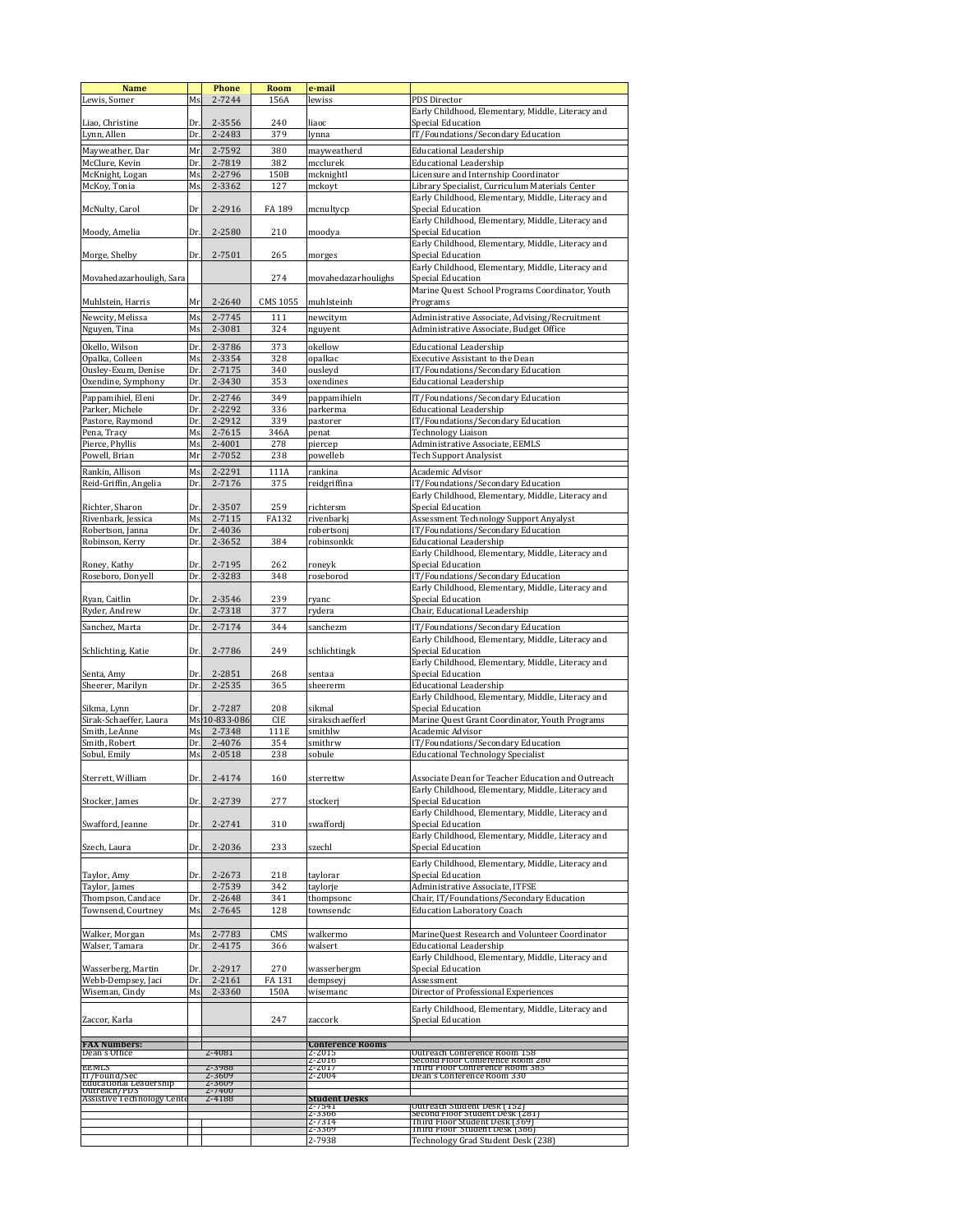| Name | | Phone | Room | e-mail | |
|---|---|---|---|---|---|
| Lewis, Somer | Ms | 2-7244 | 156A | lewiss | PDS Director |
| Liao, Christine | Dr. | 2-3556 | 240 | liaoc | Early Childhood, Elementary, Middle, Literacy and Special Education |
| Lynn, Allen | Dr. | 2-2483 | 379 | lynna | IT/Foundations/Secondary Education |
| Mayweather, Dar | Mr | 2-7592 | 380 | mayweatherd | Educational Leadership |
| McClure, Kevin | Dr. | 2-7819 | 382 | mcclurek | Educational Leadership |
| McKnight, Logan | Ms | 2-2796 | 150B | mcknightl | Licensure and Internship Coordinator |
| McKoy, Tonia | Ms | 2-3362 | 127 | mckoyt | Library Specialist, Curriculum Materials Center |
| McNulty, Carol | Dr | 2-2916 | FA 189 | mcnultycp | Early Childhood, Elementary, Middle, Literacy and Special Education |
| Moody, Amelia | Dr. | 2-2580 | 210 | moodya | Early Childhood, Elementary, Middle, Literacy and Special Education |
| Morge, Shelby | Dr. | 2-7501 | 265 | morges | Early Childhood, Elementary, Middle, Literacy and Special Education |
| Movahedazarhouligh, Sara | | | 274 | movahedazarhoulighs | Early Childhood, Elementary, Middle, Literacy and Special Education |
| Muhlstein, Harris | Mr | 2-2640 | CMS 1055 | muhlsteinh | Marine Quest School Programs Coordinator, Youth Programs |
| Newcity, Melissa | Ms | 2-7745 | 111 | newcitym | Administrative Associate, Advising/Recruitment |
| Nguyen, Tina | Ms | 2-3081 | 324 | nguyent | Administrative Associate, Budget Office |
| Okello, Wilson | Dr. | 2-3786 | 373 | okellow | Educational Leadership |
| Opalka, Colleen | Ms | 2-3354 | 328 | opalkac | Executive Assistant to the Dean |
| Ousley-Exum, Denise | Dr. | 2-7175 | 340 | ousleyd | IT/Foundations/Secondary Education |
| Oxendine, Symphony | Dr. | 2-3430 | 353 | oxendines | Educational Leadership |
| Pappamihiel, Eleni | Dr. | 2-2746 | 349 | pappamihieln | IT/Foundations/Secondary Education |
| Parker, Michele | Dr. | 2-2292 | 336 | parkerma | Educational Leadership |
| Pastore, Raymond | Dr. | 2-2912 | 339 | pastorer | IT/Foundations/Secondary Education |
| Pena, Tracy | Ms | 2-7615 | 346A | penat | Technology Liaison |
| Pierce, Phyllis | Ms | 2-4001 | 278 | piercep | Administrative Associate, EEMLS |
| Powell, Brian | Mr | 2-7052 | 238 | powelleb | Tech Support Analysist |
| Rankin, Allison | Ms | 2-2291 | 111A | rankina | Academic Advisor |
| Reid-Griffin, Angelia | Dr. | 2-7176 | 375 | reidgriffina | IT/Foundations/Secondary Education |
| Richter, Sharon | Dr. | 2-3507 | 259 | richtersm | Early Childhood, Elementary, Middle, Literacy and Special Education |
| Rivenbark, Jessica | Ms | 2-7115 | FA132 | rivenbarkj | Assessment Technology Support Anyalyst |
| Robertson, Janna | Dr. | 2-4036 | | robertsonj | IT/Foundations/Secondary Education |
| Robinson, Kerry | Dr. | 2-3652 | 384 | robinsonkk | Educational Leadership |
| Roney, Kathy | Dr. | 2-7195 | 262 | roneyk | Early Childhood, Elementary, Middle, Literacy and Special Education |
| Roseboro, Donyell | Dr. | 2-3283 | 348 | roseborod | IT/Foundations/Secondary Education |
| Ryan, Caitlin | Dr. | 2-3546 | 239 | ryanc | Early Childhood, Elementary, Middle, Literacy and Special Education |
| Ryder, Andrew | Dr. | 2-7318 | 377 | rydera | Chair, Educational Leadership |
| Sanchez, Marta | Dr. | 2-7174 | 344 | sanchezm | IT/Foundations/Secondary Education |
| Schlichting, Katie | Dr. | 2-7786 | 249 | schlichtingk | Early Childhood, Elementary, Middle, Literacy and Special Education |
| Senta, Amy | Dr. | 2-2851 | 268 | sentaa | Early Childhood, Elementary, Middle, Literacy and Special Education |
| Sheerer, Marilyn | Dr. | 2-2535 | 365 | sheererm | Educational Leadership |
| Sikma, Lynn | Dr. | 2-7287 | 208 | sikmal | Early Childhood, Elementary, Middle, Literacy and Special Education |
| Sirak-Schaeffer, Laura | Ms | 10-833-086 | CIE | sirakschaefferl | Marine Quest Grant Coordinator, Youth Programs |
| Smith, LeAnne | Ms | 2-7348 | 111E | smithlw | Academic Advisor |
| Smith, Robert | Dr. | 2-4076 | 354 | smithrw | IT/Foundations/Secondary Education |
| Sobul, Emily | Ms | 2-0518 | 238 | sobule | Educational Technology Specialist |
| Sterrett, William | Dr. | 2-4174 | 160 | sterrettw | Associate Dean for Teacher Education and Outreach |
| Stocker, James | Dr. | 2-2739 | 277 | stockerj | Early Childhood, Elementary, Middle, Literacy and Special Education |
| Swafford, Jeanne | Dr. | 2-2741 | 310 | swaffordj | Early Childhood, Elementary, Middle, Literacy and Special Education |
| Szech, Laura | Dr. | 2-2036 | 233 | szechl | Early Childhood, Elementary, Middle, Literacy and Special Education |
| Taylor, Amy | Dr. | 2-2673 | 218 | taylorar | Early Childhood, Elementary, Middle, Literacy and Special Education |
| Taylor, James | | 2-7539 | 342 | taylorje | Administrative Associate, ITFSE |
| Thompson, Candace | Dr. | 2-2648 | 341 | thompsonc | Chair, IT/Foundations/Secondary Education |
| Townsend, Courtney | Ms | 2-7645 | 128 | townsendc | Education Laboratory Coach |
| Walker, Morgan | Ms | 2-7783 | CMS | walkermo | MarineQuest Research and Volunteer Coordinator |
| Walser, Tamara | Dr. | 2-4175 | 366 | walsert | Educational Leadership |
| Wasserberg, Martin | Dr. | 2-2917 | 270 | wasserbergm | Early Childhood, Elementary, Middle, Literacy and Special Education |
| Webb-Dempsey, Jaci | Dr. | 2-2161 | FA 131 | dempseyj | Assessment |
| Wiseman, Cindy | Ms | 2-3360 | 150A | wisemanc | Director of Professional Experiences |
| Zaccor, Karla | | | 247 | zaccork | Early Childhood, Elementary, Middle, Literacy and Special Education |
| **FAX Numbers:** | | | | **Conference Rooms** | |
| Dean's Office | | 2-4081 | | 2-2015 | Outreach Conference Room 158 |
| | | | | 2-2016 | Second Floor Conference Room 280 |
| EEMLS | | 2-3988 | | 2-2017 | Third Floor Conference Room 385 |
| IT/Found/Sec | | 2-3609 | | 2-2004 | Dean's Conference Room 330 |
| Educational Leadership | | 2-3609 | | | |
| Outreach/PDS | | 2-7400 | | | |
| Assistive Technology Cente | | 2-4188 | | **Student Desks** | |
| | | | | 2-7541 | Outreach Student Desk (152) |
| | | | | 2-3366 | Second Floor Student Desk (281) |
| | | | | 2-7314 | Third Floor Student Desk (369) |
| | | | | 2-3369 | Third Floor Student Desk (386) |
| | | | | 2-7938 | Technology Grad Student Desk (238) |